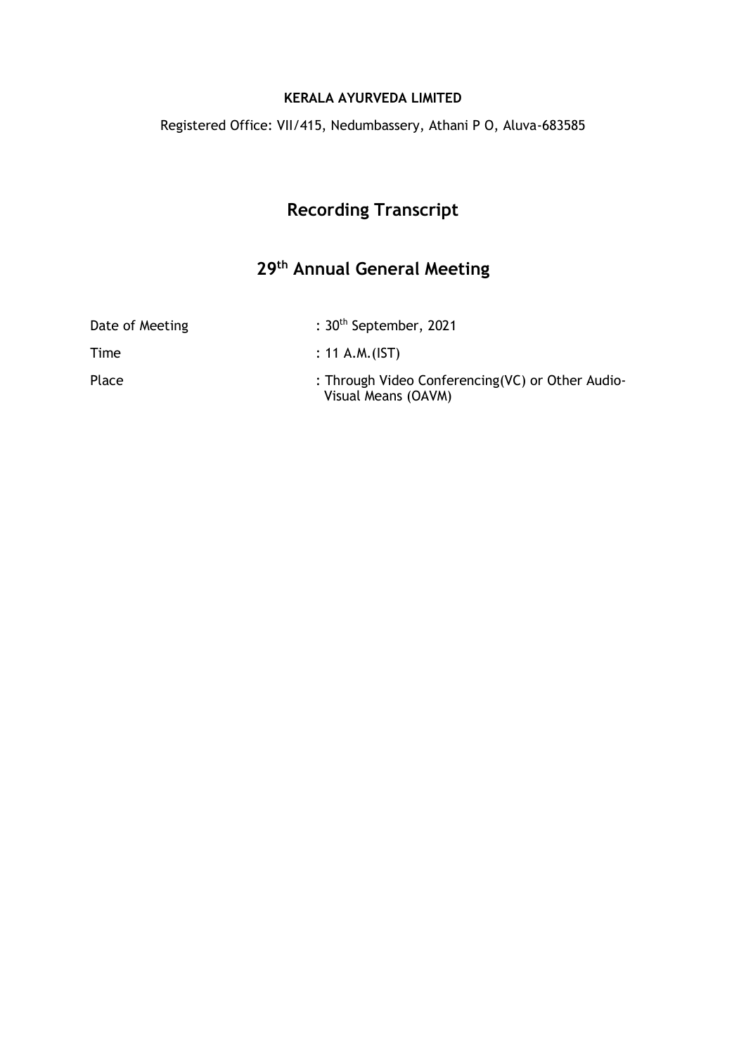**KERALA AYURVEDA LIMITED**

Registered Office: VII/415, Nedumbassery, Athani P O, Aluva-683585

# Recording Transcript

# 29th Annual General Meeting

| | |
|---|---|
| Date of Meeting | : 30th September, 2021 |
| Time | : 11 A.M.(IST) |
| Place | : Through Video Conferencing(VC) or Other Audio-Visual Means (OAVM) |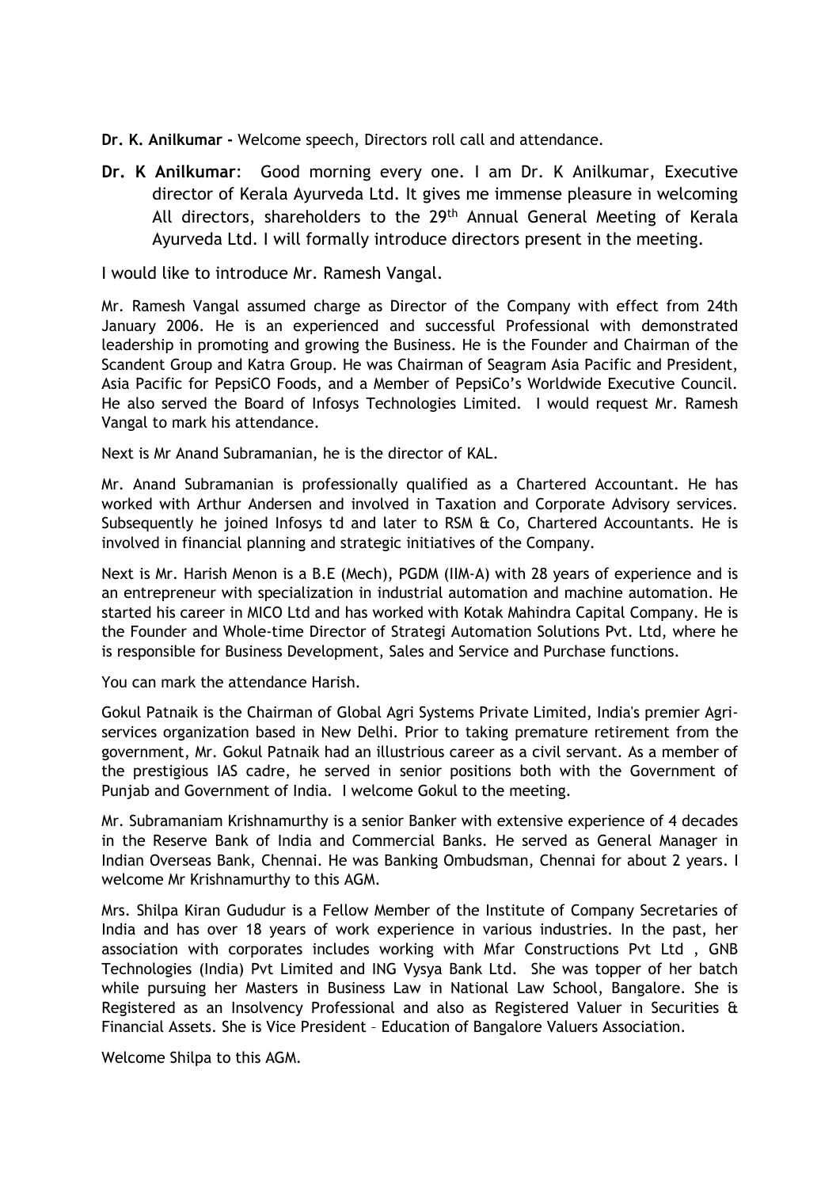**Dr. K. Anilkumar -** Welcome speech, Directors roll call and attendance.

**Dr. K Anilkumar**: Good morning every one. I am Dr. K Anilkumar, Executive director of Kerala Ayurveda Ltd. It gives me immense pleasure in welcoming All directors, shareholders to the 29th Annual General Meeting of Kerala Ayurveda Ltd. I will formally introduce directors present in the meeting.

I would like to introduce Mr. Ramesh Vangal.

Mr. Ramesh Vangal assumed charge as Director of the Company with effect from 24th January 2006. He is an experienced and successful Professional with demonstrated leadership in promoting and growing the Business. He is the Founder and Chairman of the Scandent Group and Katra Group. He was Chairman of Seagram Asia Pacific and President, Asia Pacific for PepsiCO Foods, and a Member of PepsiCo's Worldwide Executive Council. He also served the Board of Infosys Technologies Limited. I would request Mr. Ramesh Vangal to mark his attendance.

Next is Mr Anand Subramanian, he is the director of KAL.

Mr. Anand Subramanian is professionally qualified as a Chartered Accountant. He has worked with Arthur Andersen and involved in Taxation and Corporate Advisory services. Subsequently he joined Infosys td and later to RSM & Co, Chartered Accountants. He is involved in financial planning and strategic initiatives of the Company.

Next is Mr. Harish Menon is a B.E (Mech), PGDM (IIM-A) with 28 years of experience and is an entrepreneur with specialization in industrial automation and machine automation. He started his career in MICO Ltd and has worked with Kotak Mahindra Capital Company. He is the Founder and Whole-time Director of Strategi Automation Solutions Pvt. Ltd, where he is responsible for Business Development, Sales and Service and Purchase functions.

You can mark the attendance Harish.

Gokul Patnaik is the Chairman of Global Agri Systems Private Limited, India's premier Agri-services organization based in New Delhi. Prior to taking premature retirement from the government, Mr. Gokul Patnaik had an illustrious career as a civil servant. As a member of the prestigious IAS cadre, he served in senior positions both with the Government of Punjab and Government of India. I welcome Gokul to the meeting.

Mr. Subramaniam Krishnamurthy is a senior Banker with extensive experience of 4 decades in the Reserve Bank of India and Commercial Banks. He served as General Manager in Indian Overseas Bank, Chennai. He was Banking Ombudsman, Chennai for about 2 years. I welcome Mr Krishnamurthy to this AGM.

Mrs. Shilpa Kiran Gududur is a Fellow Member of the Institute of Company Secretaries of India and has over 18 years of work experience in various industries. In the past, her association with corporates includes working with Mfar Constructions Pvt Ltd , GNB Technologies (India) Pvt Limited and ING Vysya Bank Ltd. She was topper of her batch while pursuing her Masters in Business Law in National Law School, Bangalore. She is Registered as an Insolvency Professional and also as Registered Valuer in Securities & Financial Assets. She is Vice President – Education of Bangalore Valuers Association.

Welcome Shilpa to this AGM.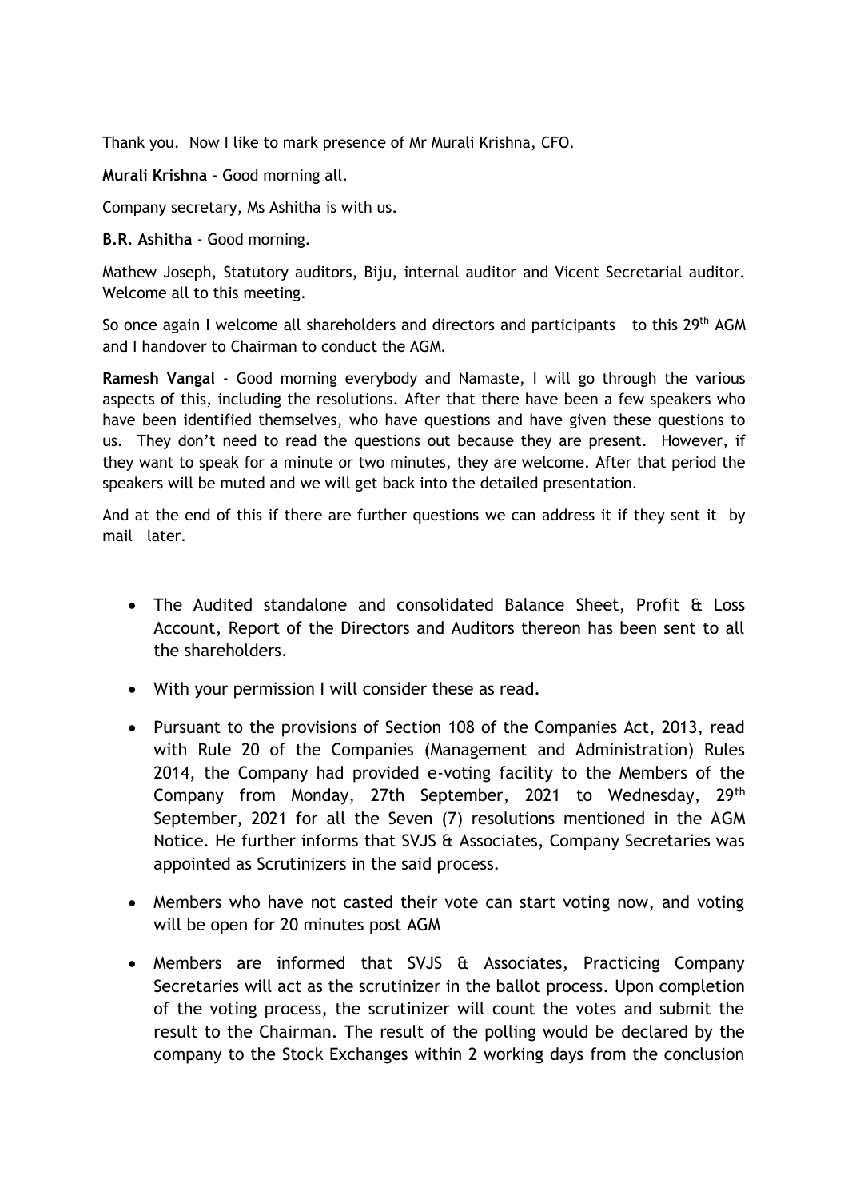Thank you. Now I like to mark presence of Mr Murali Krishna, CFO.

**Murali Krishna** - Good morning all.

Company secretary, Ms Ashitha is with us.

**B.R. Ashitha** - Good morning.

Mathew Joseph, Statutory auditors, Biju, internal auditor and Vicent Secretarial auditor. Welcome all to this meeting.

So once again I welcome all shareholders and directors and participants to this 29th AGM and I handover to Chairman to conduct the AGM.

**Ramesh Vangal** - Good morning everybody and Namaste, I will go through the various aspects of this, including the resolutions. After that there have been a few speakers who have been identified themselves, who have questions and have given these questions to us. They don't need to read the questions out because they are present. However, if they want to speak for a minute or two minutes, they are welcome. After that period the speakers will be muted and we will get back into the detailed presentation.

And at the end of this if there are further questions we can address it if they sent it by mail later.

- The Audited standalone and consolidated Balance Sheet, Profit & Loss Account, Report of the Directors and Auditors thereon has been sent to all the shareholders.
- With your permission I will consider these as read.
- Pursuant to the provisions of Section 108 of the Companies Act, 2013, read with Rule 20 of the Companies (Management and Administration) Rules 2014, the Company had provided e-voting facility to the Members of the Company from Monday, 27th September, 2021 to Wednesday, 29th September, 2021 for all the Seven (7) resolutions mentioned in the AGM Notice. He further informs that SVJS & Associates, Company Secretaries was appointed as Scrutinizers in the said process.
- Members who have not casted their vote can start voting now, and voting will be open for 20 minutes post AGM
- Members are informed that SVJS & Associates, Practicing Company Secretaries will act as the scrutinizer in the ballot process. Upon completion of the voting process, the scrutinizer will count the votes and submit the result to the Chairman. The result of the polling would be declared by the company to the Stock Exchanges within 2 working days from the conclusion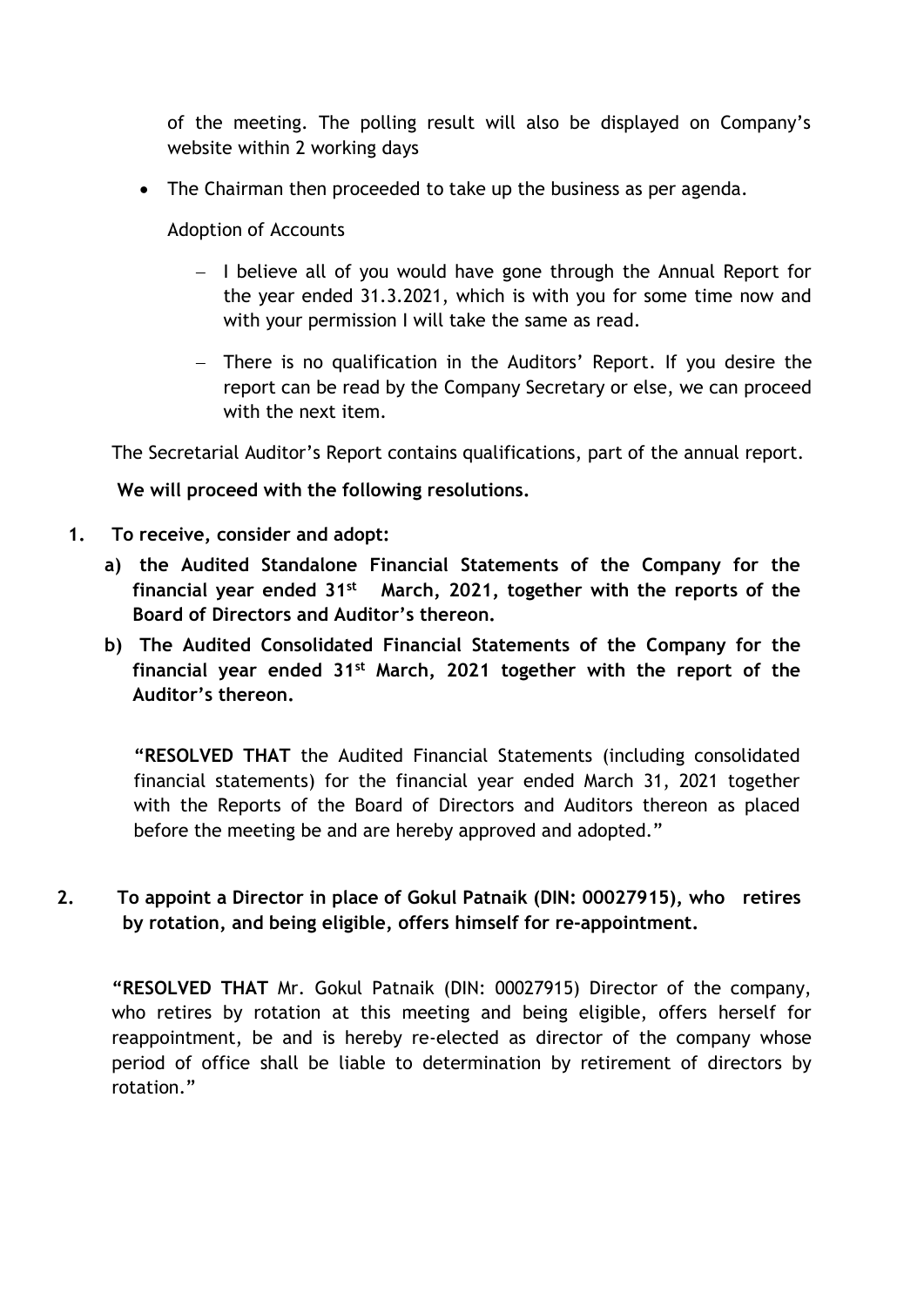of the meeting. The polling result will also be displayed on Company's website within 2 working days

- The Chairman then proceeded to take up the business as per agenda.

  Adoption of Accounts

  - I believe all of you would have gone through the Annual Report for the year ended 31.3.2021, which is with you for some time now and with your permission I will take the same as read.
  - There is no qualification in the Auditors' Report. If you desire the report can be read by the Company Secretary or else, we can proceed with the next item.

The Secretarial Auditor's Report contains qualifications, part of the annual report.

**We will proceed with the following resolutions.**

1. **To receive, consider and adopt:**

   a) **the Audited Standalone Financial Statements of the Company for the financial year ended 31st March, 2021, together with the reports of the Board of Directors and Auditor's thereon.**

   b) **The Audited Consolidated Financial Statements of the Company for the financial year ended 31st March, 2021 together with the report of the Auditor's thereon.**

   "**RESOLVED THAT** the Audited Financial Statements (including consolidated financial statements) for the financial year ended March 31, 2021 together with the Reports of the Board of Directors and Auditors thereon as placed before the meeting be and are hereby approved and adopted."

2. **To appoint a Director in place of Gokul Patnaik (DIN: 00027915), who retires by rotation, and being eligible, offers himself for re-appointment.**

   "**RESOLVED THAT** Mr. Gokul Patnaik (DIN: 00027915) Director of the company, who retires by rotation at this meeting and being eligible, offers herself for reappointment, be and is hereby re-elected as director of the company whose period of office shall be liable to determination by retirement of directors by rotation."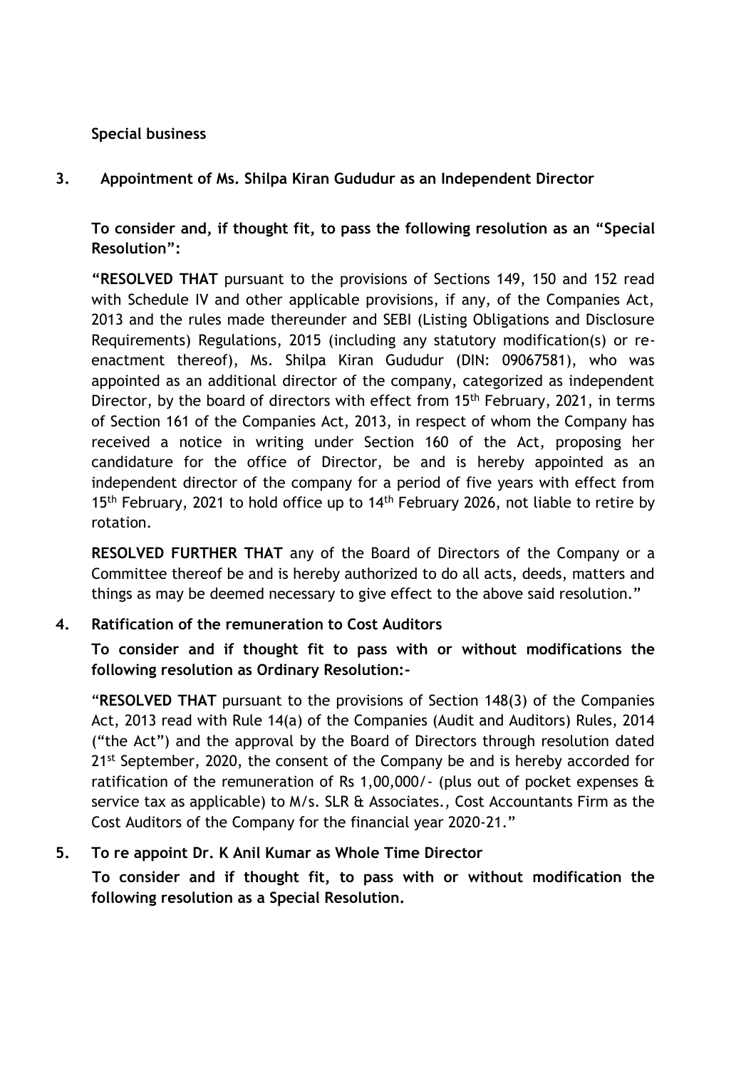**Special business**

**3. Appointment of Ms. Shilpa Kiran Gududur as an Independent Director**

**To consider and, if thought fit, to pass the following resolution as an "Special Resolution":**

**"RESOLVED THAT** pursuant to the provisions of Sections 149, 150 and 152 read with Schedule IV and other applicable provisions, if any, of the Companies Act, 2013 and the rules made thereunder and SEBI (Listing Obligations and Disclosure Requirements) Regulations, 2015 (including any statutory modification(s) or re-enactment thereof), Ms. Shilpa Kiran Gududur (DIN: 09067581), who was appointed as an additional director of the company, categorized as independent Director, by the board of directors with effect from 15th February, 2021, in terms of Section 161 of the Companies Act, 2013, in respect of whom the Company has received a notice in writing under Section 160 of the Act, proposing her candidature for the office of Director, be and is hereby appointed as an independent director of the company for a period of five years with effect from 15th February, 2021 to hold office up to 14th February 2026, not liable to retire by rotation.

**RESOLVED FURTHER THAT** any of the Board of Directors of the Company or a Committee thereof be and is hereby authorized to do all acts, deeds, matters and things as may be deemed necessary to give effect to the above said resolution."

**4. Ratification of the remuneration to Cost Auditors**

**To consider and if thought fit to pass with or without modifications the following resolution as Ordinary Resolution:-**

"**RESOLVED THAT** pursuant to the provisions of Section 148(3) of the Companies Act, 2013 read with Rule 14(a) of the Companies (Audit and Auditors) Rules, 2014 ("the Act") and the approval by the Board of Directors through resolution dated 21st September, 2020, the consent of the Company be and is hereby accorded for ratification of the remuneration of Rs 1,00,000/- (plus out of pocket expenses & service tax as applicable) to M/s. SLR & Associates., Cost Accountants Firm as the Cost Auditors of the Company for the financial year 2020-21."

**5. To re appoint Dr. K Anil Kumar as Whole Time Director**

**To consider and if thought fit, to pass with or without modification the following resolution as a Special Resolution.**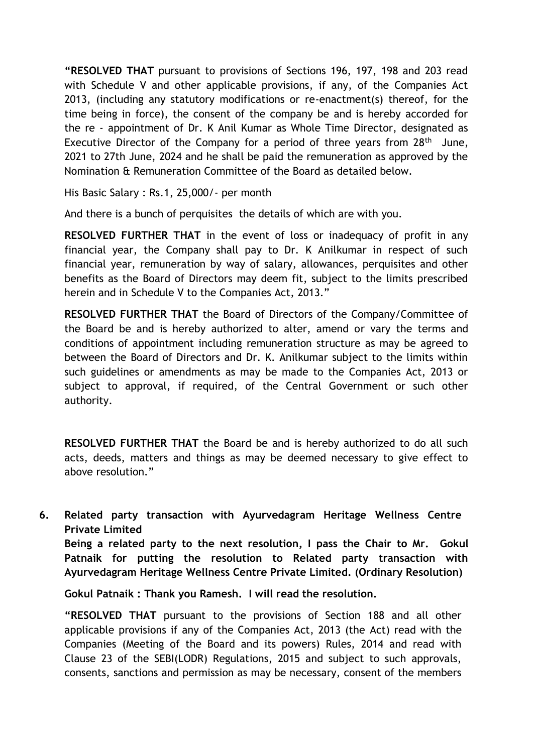**"RESOLVED THAT** pursuant to provisions of Sections 196, 197, 198 and 203 read with Schedule V and other applicable provisions, if any, of the Companies Act 2013, (including any statutory modifications or re-enactment(s) thereof, for the time being in force), the consent of the company be and is hereby accorded for the re - appointment of Dr. K Anil Kumar as Whole Time Director, designated as Executive Director of the Company for a period of three years from 28th June, 2021 to 27th June, 2024 and he shall be paid the remuneration as approved by the Nomination & Remuneration Committee of the Board as detailed below.

His Basic Salary : Rs.1, 25,000/- per month

And there is a bunch of perquisites the details of which are with you.

**RESOLVED FURTHER THAT** in the event of loss or inadequacy of profit in any financial year, the Company shall pay to Dr. K Anilkumar in respect of such financial year, remuneration by way of salary, allowances, perquisites and other benefits as the Board of Directors may deem fit, subject to the limits prescribed herein and in Schedule V to the Companies Act, 2013."

**RESOLVED FURTHER THAT** the Board of Directors of the Company/Committee of the Board be and is hereby authorized to alter, amend or vary the terms and conditions of appointment including remuneration structure as may be agreed to between the Board of Directors and Dr. K. Anilkumar subject to the limits within such guidelines or amendments as may be made to the Companies Act, 2013 or subject to approval, if required, of the Central Government or such other authority.

**RESOLVED FURTHER THAT** the Board be and is hereby authorized to do all such acts, deeds, matters and things as may be deemed necessary to give effect to above resolution."

**6. Related party transaction with Ayurvedagram Heritage Wellness Centre Private Limited**

**Being a related party to the next resolution, I pass the Chair to Mr. Gokul Patnaik for putting the resolution to Related party transaction with Ayurvedagram Heritage Wellness Centre Private Limited. (Ordinary Resolution)**

**Gokul Patnaik : Thank you Ramesh. I will read the resolution.**

**"RESOLVED THAT** pursuant to the provisions of Section 188 and all other applicable provisions if any of the Companies Act, 2013 (the Act) read with the Companies (Meeting of the Board and its powers) Rules, 2014 and read with Clause 23 of the SEBI(LODR) Regulations, 2015 and subject to such approvals, consents, sanctions and permission as may be necessary, consent of the members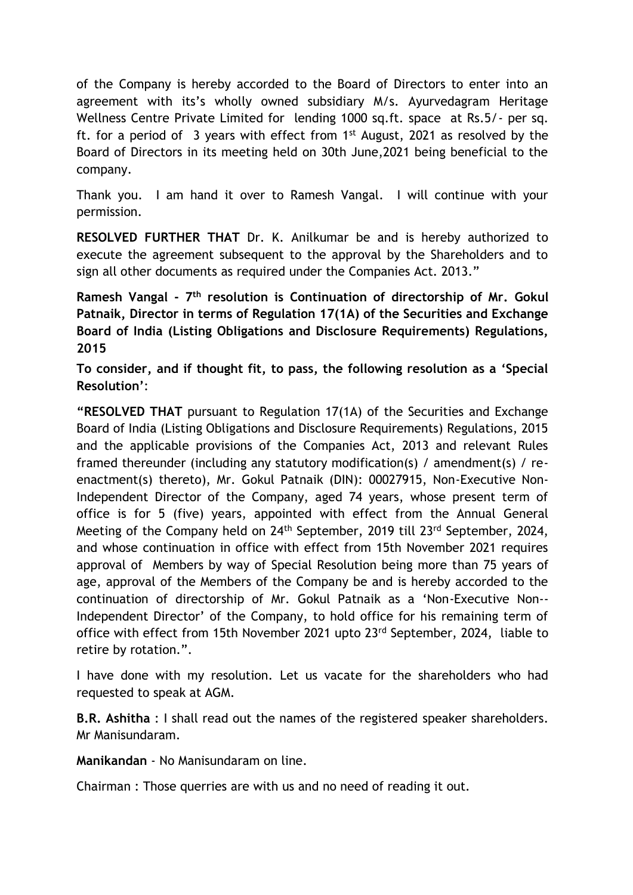of the Company is hereby accorded to the Board of Directors to enter into an agreement with its's wholly owned subsidiary M/s. Ayurvedagram Heritage Wellness Centre Private Limited for lending 1000 sq.ft. space at Rs.5/- per sq. ft. for a period of 3 years with effect from 1st August, 2021 as resolved by the Board of Directors in its meeting held on 30th June,2021 being beneficial to the company.

Thank you. I am hand it over to Ramesh Vangal. I will continue with your permission.

**RESOLVED FURTHER THAT** Dr. K. Anilkumar be and is hereby authorized to execute the agreement subsequent to the approval by the Shareholders and to sign all other documents as required under the Companies Act. 2013."

**Ramesh Vangal - 7th resolution is Continuation of directorship of Mr. Gokul Patnaik, Director in terms of Regulation 17(1A) of the Securities and Exchange Board of India (Listing Obligations and Disclosure Requirements) Regulations, 2015**

**To consider, and if thought fit, to pass, the following resolution as a 'Special Resolution'**:

**"RESOLVED THAT** pursuant to Regulation 17(1A) of the Securities and Exchange Board of India (Listing Obligations and Disclosure Requirements) Regulations, 2015 and the applicable provisions of the Companies Act, 2013 and relevant Rules framed thereunder (including any statutory modification(s) / amendment(s) / re-enactment(s) thereto), Mr. Gokul Patnaik (DIN): 00027915, Non-Executive Non-Independent Director of the Company, aged 74 years, whose present term of office is for 5 (five) years, appointed with effect from the Annual General Meeting of the Company held on 24th September, 2019 till 23rd September, 2024, and whose continuation in office with effect from 15th November 2021 requires approval of Members by way of Special Resolution being more than 75 years of age, approval of the Members of the Company be and is hereby accorded to the continuation of directorship of Mr. Gokul Patnaik as a 'Non-Executive Non--Independent Director' of the Company, to hold office for his remaining term of office with effect from 15th November 2021 upto 23rd September, 2024, liable to retire by rotation.".

I have done with my resolution. Let us vacate for the shareholders who had requested to speak at AGM.

**B.R. Ashitha** : I shall read out the names of the registered speaker shareholders. Mr Manisundaram.

**Manikandan** - No Manisundaram on line.

Chairman : Those querries are with us and no need of reading it out.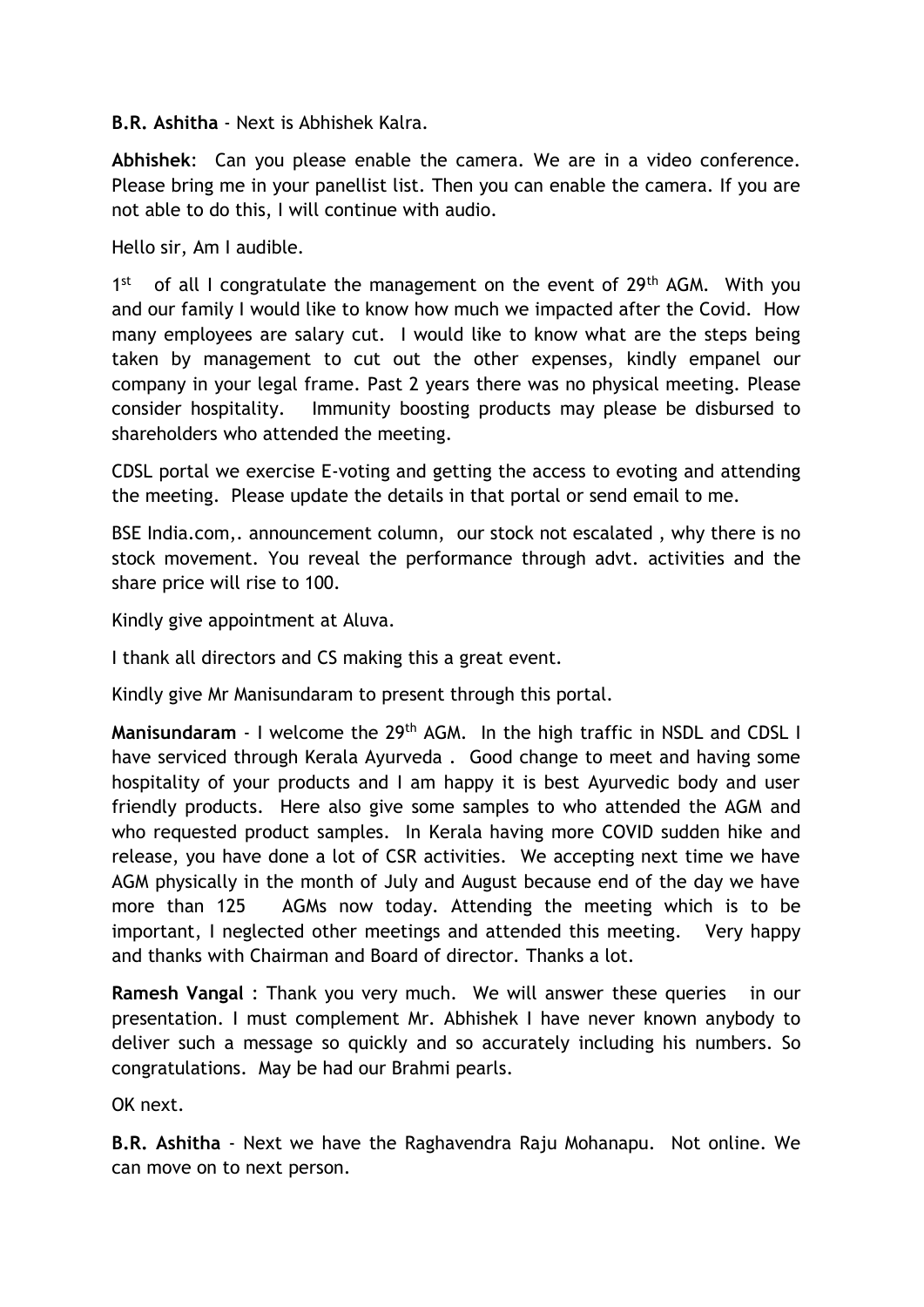**B.R. Ashitha** - Next is Abhishek Kalra.

**Abhishek**: Can you please enable the camera. We are in a video conference. Please bring me in your panellist list. Then you can enable the camera. If you are not able to do this, I will continue with audio.

Hello sir, Am I audible.

1st of all I congratulate the management on the event of 29th AGM. With you and our family I would like to know how much we impacted after the Covid. How many employees are salary cut. I would like to know what are the steps being taken by management to cut out the other expenses, kindly empanel our company in your legal frame. Past 2 years there was no physical meeting. Please consider hospitality. Immunity boosting products may please be disbursed to shareholders who attended the meeting.

CDSL portal we exercise E-voting and getting the access to evoting and attending the meeting. Please update the details in that portal or send email to me.

BSE India.com,. announcement column, our stock not escalated , why there is no stock movement. You reveal the performance through advt. activities and the share price will rise to 100.

Kindly give appointment at Aluva.

I thank all directors and CS making this a great event.

Kindly give Mr Manisundaram to present through this portal.

**Manisundaram** - I welcome the 29th AGM. In the high traffic in NSDL and CDSL I have serviced through Kerala Ayurveda . Good change to meet and having some hospitality of your products and I am happy it is best Ayurvedic body and user friendly products. Here also give some samples to who attended the AGM and who requested product samples. In Kerala having more COVID sudden hike and release, you have done a lot of CSR activities. We accepting next time we have AGM physically in the month of July and August because end of the day we have more than 125 AGMs now today. Attending the meeting which is to be important, I neglected other meetings and attended this meeting. Very happy and thanks with Chairman and Board of director. Thanks a lot.

**Ramesh Vangal** : Thank you very much. We will answer these queries in our presentation. I must complement Mr. Abhishek I have never known anybody to deliver such a message so quickly and so accurately including his numbers. So congratulations. May be had our Brahmi pearls.

OK next.

**B.R. Ashitha** - Next we have the Raghavendra Raju Mohanapu. Not online. We can move on to next person.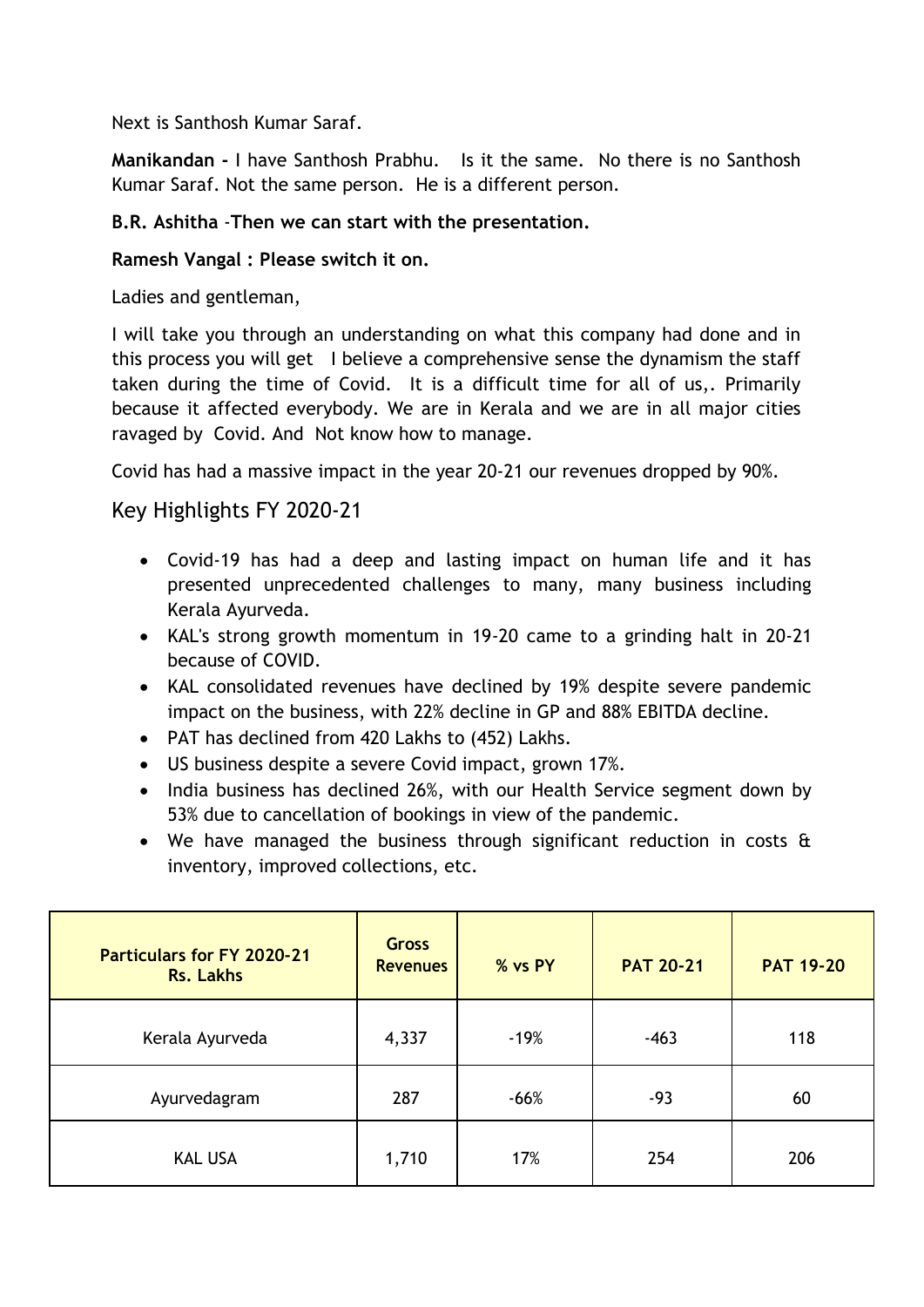Next is Santhosh Kumar Saraf.

**Manikandan -** I have Santhosh Prabhu. Is it the same. No there is no Santhosh Kumar Saraf. Not the same person. He is a different person.

**B.R. Ashitha -Then we can start with the presentation.**

**Ramesh Vangal : Please switch it on.**

Ladies and gentleman,

I will take you through an understanding on what this company had done and in this process you will get I believe a comprehensive sense the dynamism the staff taken during the time of Covid. It is a difficult time for all of us,. Primarily because it affected everybody. We are in Kerala and we are in all major cities ravaged by Covid. And Not know how to manage.

Covid has had a massive impact in the year 20-21 our revenues dropped by 90%.

## Key Highlights FY 2020-21

- Covid-19 has had a deep and lasting impact on human life and it has presented unprecedented challenges to many, many business including Kerala Ayurveda.
- KAL's strong growth momentum in 19-20 came to a grinding halt in 20-21 because of COVID.
- KAL consolidated revenues have declined by 19% despite severe pandemic impact on the business, with 22% decline in GP and 88% EBITDA decline.
- PAT has declined from 420 Lakhs to (452) Lakhs.
- US business despite a severe Covid impact, grown 17%.
- India business has declined 26%, with our Health Service segment down by 53% due to cancellation of bookings in view of the pandemic.
- We have managed the business through significant reduction in costs & inventory, improved collections, etc.

| Particulars for FY 2020-21 Rs. Lakhs | Gross Revenues | % vs PY | PAT 20-21 | PAT 19-20 |
|---|---|---|---|---|
| Kerala Ayurveda | 4,337 | -19% | -463 | 118 |
| Ayurvedagram | 287 | -66% | -93 | 60 |
| KAL USA | 1,710 | 17% | 254 | 206 |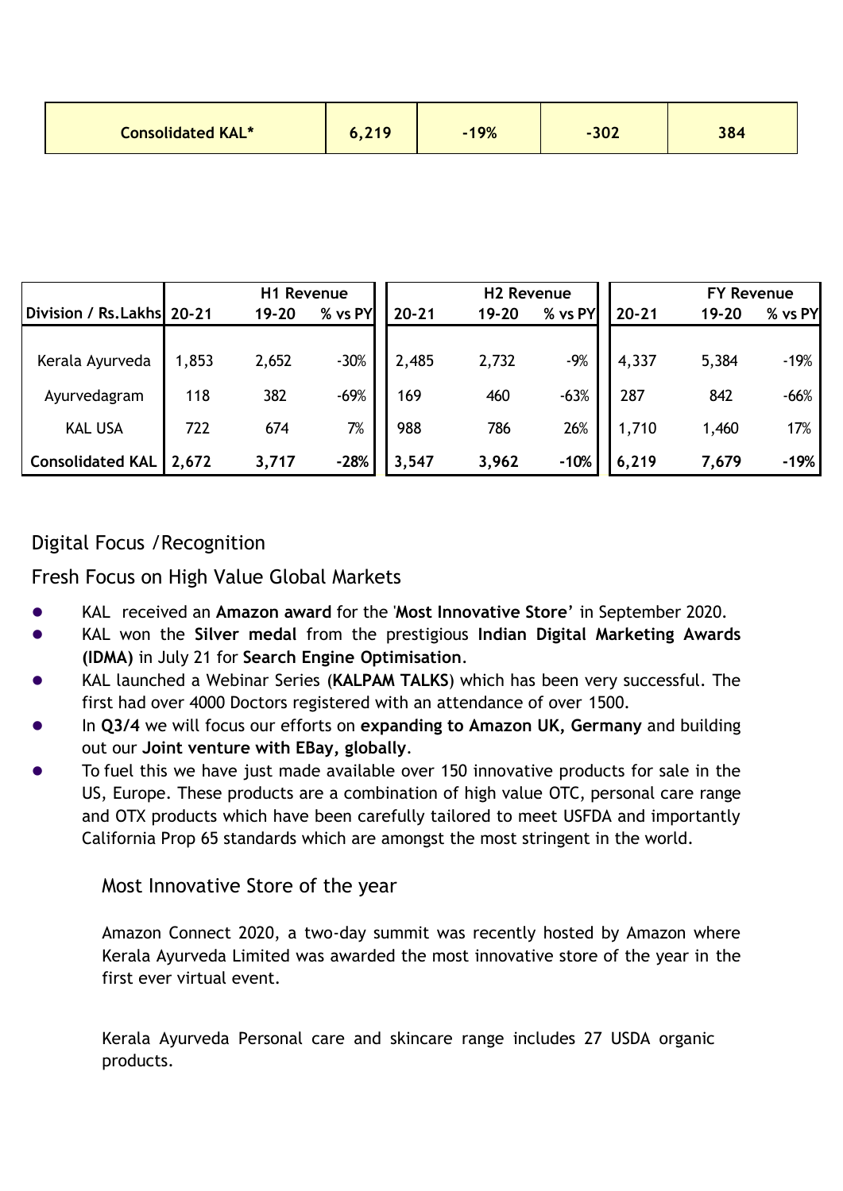| Consolidated KAL* | 6,219 | -19% | -302 | 384 |
|---|---|---|---|---|

| | H1 Revenue | | | H2 Revenue | | | FY Revenue | | |
|---|---|---|---|---|---|---|---|---|---|
| **Division / Rs.Lakhs** | **20-21** | **19-20** | **% vs PY** | **20-21** | **19-20** | **% vs PY** | **20-21** | **19-20** | **% vs PY** |
| Kerala Ayurveda | 1,853 | 2,652 | -30% | 2,485 | 2,732 | -9% | 4,337 | 5,384 | -19% |
| Ayurvedagram | 118 | 382 | -69% | 169 | 460 | -63% | 287 | 842 | -66% |
| KAL USA | 722 | 674 | 7% | 988 | 786 | 26% | 1,710 | 1,460 | 17% |
| **Consolidated KAL** | **2,672** | **3,717** | **-28%** | **3,547** | **3,962** | **-10%** | **6,219** | **7,679** | **-19%** |

## Digital Focus /Recognition

## Fresh Focus on High Value Global Markets

- KAL received an **Amazon award** for the '**Most Innovative Store**' in September 2020.
- KAL won the **Silver medal** from the prestigious **Indian Digital Marketing Awards (IDMA)** in July 21 for **Search Engine Optimisation**.
- KAL launched a Webinar Series (**KALPAM TALKS**) which has been very successful. The first had over 4000 Doctors registered with an attendance of over 1500.
- In **Q3/4** we will focus our efforts on **expanding to Amazon UK, Germany** and building out our **Joint venture with EBay, globally**.
- To fuel this we have just made available over 150 innovative products for sale in the US, Europe. These products are a combination of high value OTC, personal care range and OTX products which have been carefully tailored to meet USFDA and importantly California Prop 65 standards which are amongst the most stringent in the world.

### Most Innovative Store of the year

Amazon Connect 2020, a two-day summit was recently hosted by Amazon where Kerala Ayurveda Limited was awarded the most innovative store of the year in the first ever virtual event.

Kerala Ayurveda Personal care and skincare range includes 27 USDA organic products.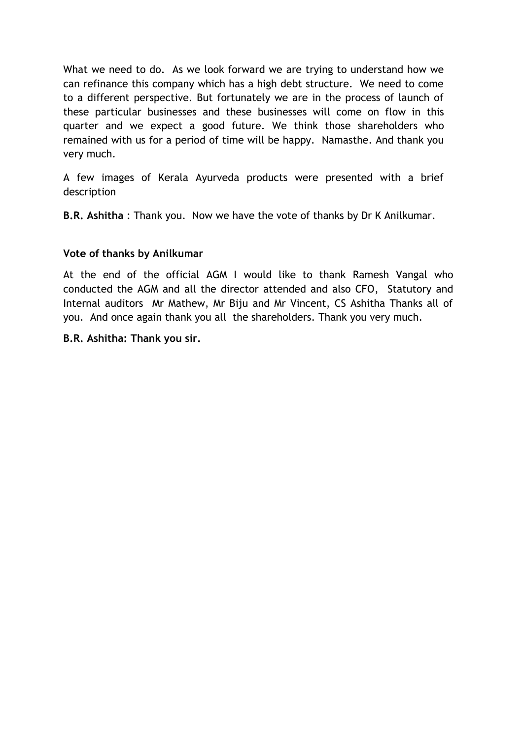What we need to do. As we look forward we are trying to understand how we can refinance this company which has a high debt structure. We need to come to a different perspective. But fortunately we are in the process of launch of these particular businesses and these businesses will come on flow in this quarter and we expect a good future. We think those shareholders who remained with us for a period of time will be happy. Namasthe. And thank you very much.

A few images of Kerala Ayurveda products were presented with a brief description

**B.R. Ashitha** : Thank you. Now we have the vote of thanks by Dr K Anilkumar.

**Vote of thanks by Anilkumar**

At the end of the official AGM I would like to thank Ramesh Vangal who conducted the AGM and all the director attended and also CFO, Statutory and Internal auditors Mr Mathew, Mr Biju and Mr Vincent, CS Ashitha Thanks all of you. And once again thank you all the shareholders. Thank you very much.

**B.R. Ashitha: Thank you sir.**